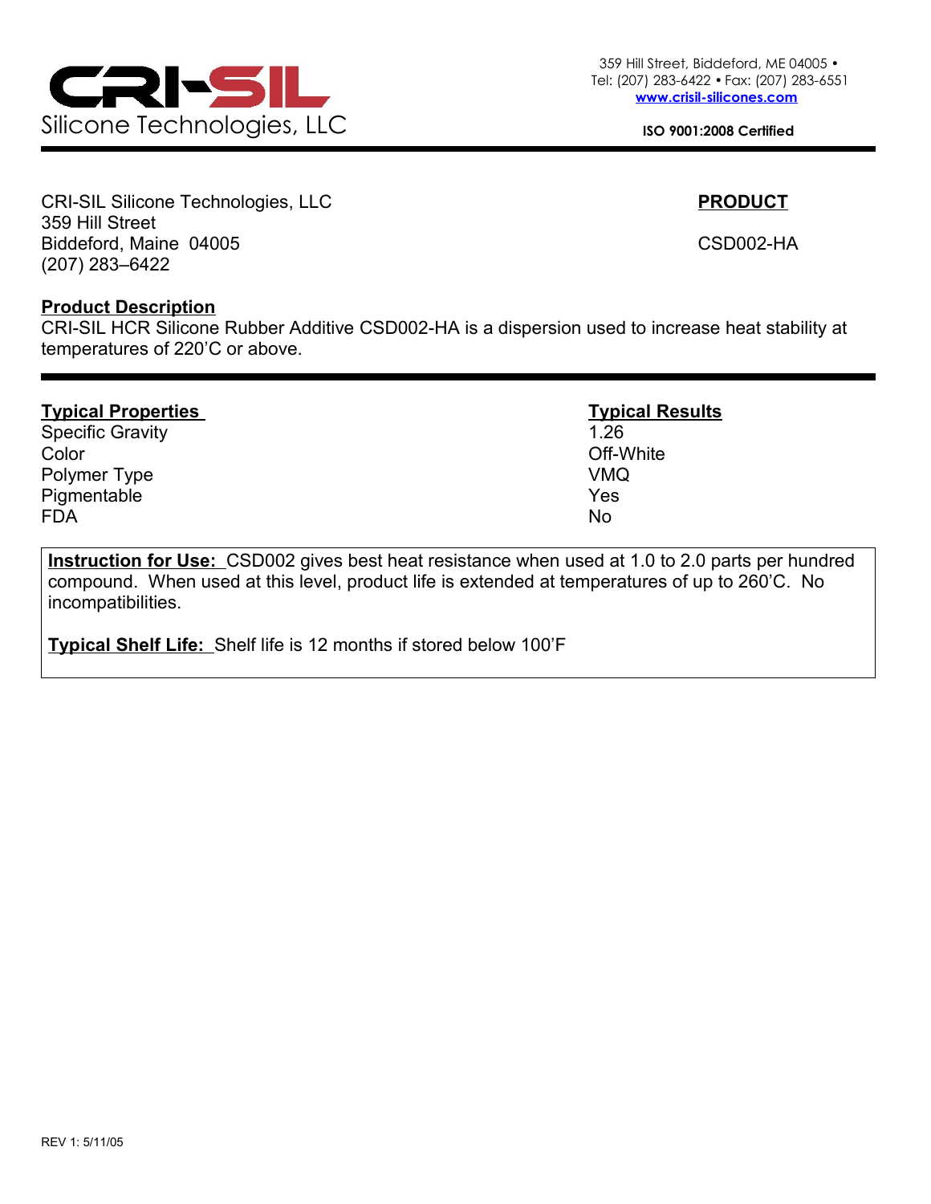# CRI-SIL Silicone Technologies, LLC

359 Hill Street, Biddeford, ME 04005 •
Tel: (207) 283-6422 • Fax: (207) 283-6551
www.crisil-silicones.com

**ISO 9001:2008 Certified**

---

CRI-SIL Silicone Technologies, LLC
359 Hill Street
Biddeford, Maine 04005
(207) 283–6422

**PRODUCT**

CSD002-HA

**Product Description**

CRI-SIL HCR Silicone Rubber Additive CSD002-HA is a dispersion used to increase heat stability at temperatures of 220'C or above.

---

| Typical Properties | Typical Results |
| --- | --- |
| Specific Gravity | 1.26 |
| Color | Off-White |
| Polymer Type | VMQ |
| Pigmentable | Yes |
| FDA | No |

**Instruction for Use:** CSD002 gives best heat resistance when used at 1.0 to 2.0 parts per hundred compound. When used at this level, product life is extended at temperatures of up to 260'C. No incompatibilities.

**Typical Shelf Life:** Shelf life is 12 months if stored below 100'F

REV 1: 5/11/05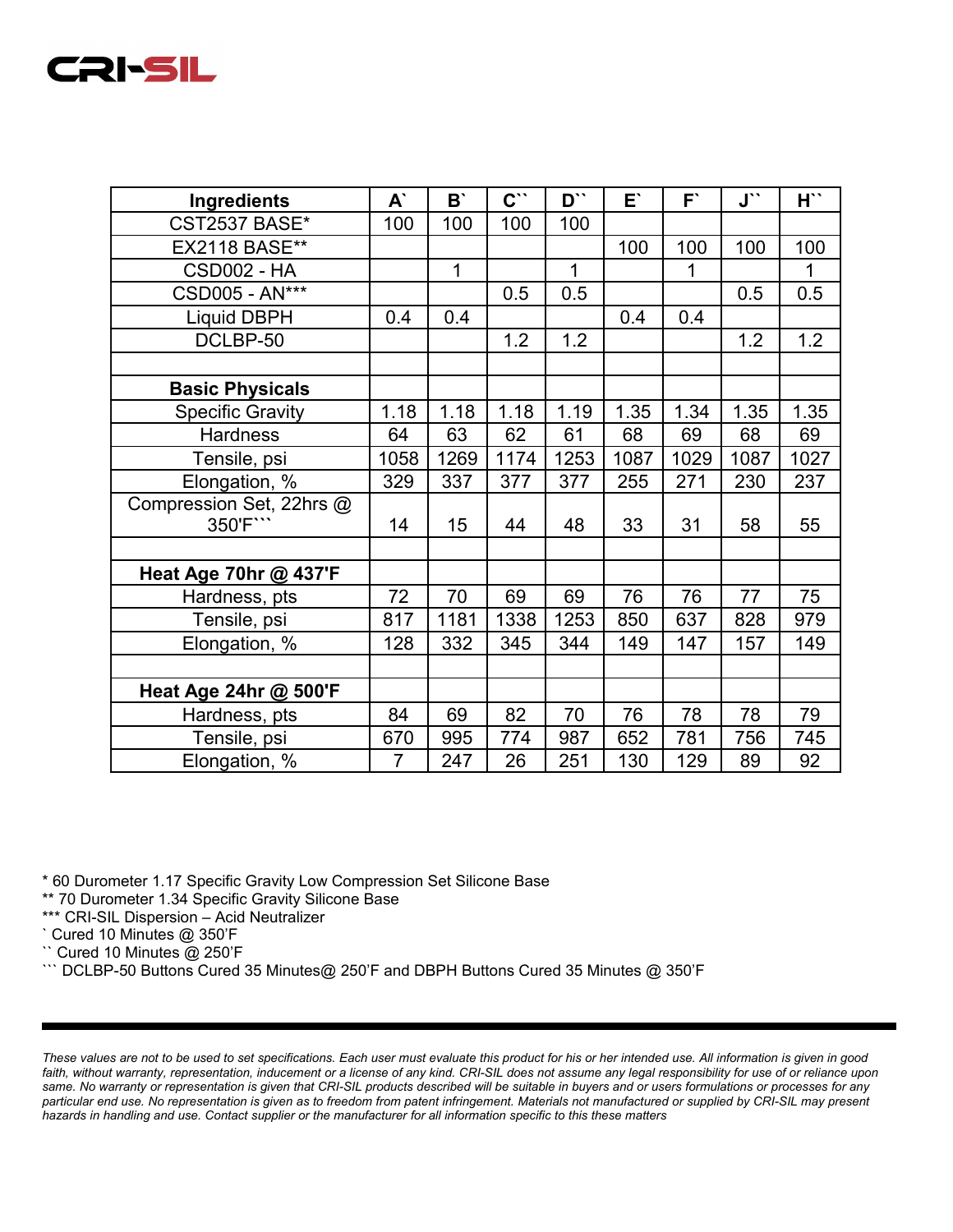| Ingredients | A` | B` | C`` | D`` | E` | F` | J`` | H`` |
|---|---|---|---|---|---|---|---|---|
| CST2537 BASE* | 100 | 100 | 100 | 100 | | | | |
| EX2118 BASE** | | | | | 100 | 100 | 100 | 100 |
| CSD002 - HA | | 1 | | 1 | | 1 | | 1 |
| CSD005 - AN*** | | | 0.5 | 0.5 | | | 0.5 | 0.5 |
| Liquid DBPH | 0.4 | 0.4 | | | 0.4 | 0.4 | | |
| DCLBP-50 | | | 1.2 | 1.2 | | | 1.2 | 1.2 |
| | | | | | | | | |
| **Basic Physicals** | | | | | | | | |
| Specific Gravity | 1.18 | 1.18 | 1.18 | 1.19 | 1.35 | 1.34 | 1.35 | 1.35 |
| Hardness | 64 | 63 | 62 | 61 | 68 | 69 | 68 | 69 |
| Tensile, psi | 1058 | 1269 | 1174 | 1253 | 1087 | 1029 | 1087 | 1027 |
| Elongation, % | 329 | 337 | 377 | 377 | 255 | 271 | 230 | 237 |
| Compression Set, 22hrs @ 350'F``` | 14 | 15 | 44 | 48 | 33 | 31 | 58 | 55 |
| | | | | | | | | |
| **Heat Age 70hr @ 437'F** | | | | | | | | |
| Hardness, pts | 72 | 70 | 69 | 69 | 76 | 76 | 77 | 75 |
| Tensile, psi | 817 | 1181 | 1338 | 1253 | 850 | 637 | 828 | 979 |
| Elongation, % | 128 | 332 | 345 | 344 | 149 | 147 | 157 | 149 |
| | | | | | | | | |
| **Heat Age 24hr @ 500'F** | | | | | | | | |
| Hardness, pts | 84 | 69 | 82 | 70 | 76 | 78 | 78 | 79 |
| Tensile, psi | 670 | 995 | 774 | 987 | 652 | 781 | 756 | 745 |
| Elongation, % | 7 | 247 | 26 | 251 | 130 | 129 | 89 | 92 |

* 60 Durometer 1.17 Specific Gravity Low Compression Set Silicone Base
** 70 Durometer 1.34 Specific Gravity Silicone Base
*** CRI-SIL Dispersion – Acid Neutralizer
` Cured 10 Minutes @ 350'F
`` Cured 10 Minutes @ 250'F
``` DCLBP-50 Buttons Cured 35 Minutes@ 250'F and DBPH Buttons Cured 35 Minutes @ 350'F

---

*These values are not to be used to set specifications. Each user must evaluate this product for his or her intended use. All information is given in good faith, without warranty, representation, inducement or a license of any kind. CRI-SIL does not assume any legal responsibility for use of or reliance upon same. No warranty or representation is given that CRI-SIL products described will be suitable in buyers and or users formulations or processes for any particular end use. No representation is given as to freedom from patent infringement. Materials not manufactured or supplied by CRI-SIL may present hazards in handling and use. Contact supplier or the manufacturer for all information specific to this these matters*